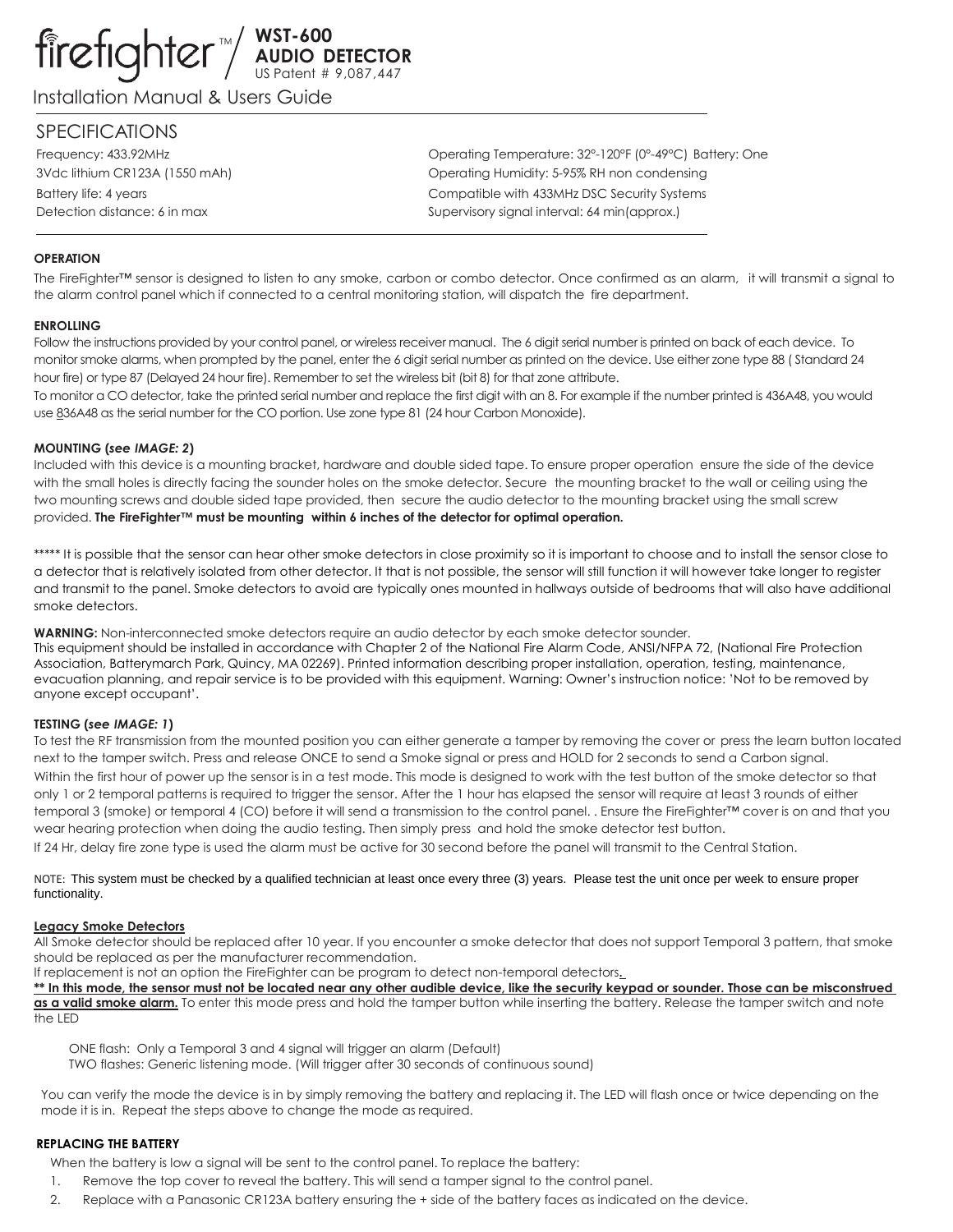# firefighter™ / WST-600 AUDIO DETECTOR

US Patent # 9,087,447

Installation Manual & Users Guide

## SPECIFICATIONS

Frequency: 433.92MHz

3Vdc lithium CR123A (1550 mAh)

Battery life: 4 years

Detection distance: 6 in max

Operating Temperature: 32°-120°F (0°-49°C) Battery: One

Operating Humidity: 5-95% RH non condensing

Compatible with 433MHz DSC Security Systems

Supervisory signal interval: 64 min(approx.)

### OPERATION

The FireFighter™ sensor is designed to listen to any smoke, carbon or combo detector. Once confirmed as an alarm, it will transmit a signal to the alarm control panel which if connected to a central monitoring station, will dispatch the fire department.

### ENROLLING

Follow the instructions provided by your control panel, or wireless receiver manual. The 6 digit serial number is printed on back of each device. To monitor smoke alarms, when prompted by the panel, enter the 6 digit serial number as printed on the device. Use either zone type 88 ( Standard 24 hour fire) or type 87 (Delayed 24 hour fire). Remember to set the wireless bit (bit 8) for that zone attribute.

To monitor a CO detector, take the printed serial number and replace the first digit with an 8. For example if the number printed is 436A48, you would use 836A48 as the serial number for the CO portion. Use zone type 81 (24 hour Carbon Monoxide).

### MOUNTING (*see IMAGE: 2*)

Included with this device is a mounting bracket, hardware and double sided tape. To ensure proper operation ensure the side of the device with the small holes is directly facing the sounder holes on the smoke detector. Secure the mounting bracket to the wall or ceiling using the two mounting screws and double sided tape provided, then secure the audio detector to the mounting bracket using the small screw provided. **The FireFighter™ must be mounting within 6 inches of the detector for optimal operation.**

***** It is possible that the sensor can hear other smoke detectors in close proximity so it is important to choose and to install the sensor close to a detector that is relatively isolated from other detector. It that is not possible, the sensor will still function it will however take longer to register and transmit to the panel. Smoke detectors to avoid are typically ones mounted in hallways outside of bedrooms that will also have additional smoke detectors.

**WARNING:** Non-interconnected smoke detectors require an audio detector by each smoke detector sounder.
This equipment should be installed in accordance with Chapter 2 of the National Fire Alarm Code, ANSI/NFPA 72, (National Fire Protection Association, Batterymarch Park, Quincy, MA 02269). Printed information describing proper installation, operation, testing, maintenance, evacuation planning, and repair service is to be provided with this equipment. Warning: Owner's instruction notice: 'Not to be removed by anyone except occupant'.

### TESTING (*see IMAGE: 1*)

To test the RF transmission from the mounted position you can either generate a tamper by removing the cover or press the learn button located next to the tamper switch. Press and release ONCE to send a Smoke signal or press and HOLD for 2 seconds to send a Carbon signal.

Within the first hour of power up the sensor is in a test mode. This mode is designed to work with the test button of the smoke detector so that only 1 or 2 temporal patterns is required to trigger the sensor. After the 1 hour has elapsed the sensor will require at least 3 rounds of either temporal 3 (smoke) or temporal 4 (CO) before it will send a transmission to the control panel. . Ensure the FireFighter™ cover is on and that you wear hearing protection when doing the audio testing. Then simply press and hold the smoke detector test button.

If 24 Hr, delay fire zone type is used the alarm must be active for 30 second before the panel will transmit to the Central Station.

NOTE: This system must be checked by a qualified technician at least once every three (3) years. Please test the unit once per week to ensure proper functionality.

### Legacy Smoke Detectors

All Smoke detector should be replaced after 10 year. If you encounter a smoke detector that does not support Temporal 3 pattern, that smoke should be replaced as per the manufacturer recommendation.

If replacement is not an option the FireFighter can be program to detect non-temporal detectors.

**** In this mode, the sensor must not be located near any other audible device, like the security keypad or sounder. Those can be misconstrued as a valid smoke alarm.** To enter this mode press and hold the tamper button while inserting the battery. Release the tamper switch and note the LED

ONE flash: Only a Temporal 3 and 4 signal will trigger an alarm (Default)
TWO flashes: Generic listening mode. (Will trigger after 30 seconds of continuous sound)

You can verify the mode the device is in by simply removing the battery and replacing it. The LED will flash once or twice depending on the mode it is in. Repeat the steps above to change the mode as required.

### REPLACING THE BATTERY

When the battery is low a signal will be sent to the control panel. To replace the battery:

1. Remove the top cover to reveal the battery. This will send a tamper signal to the control panel.
2. Replace with a Panasonic CR123A battery ensuring the + side of the battery faces as indicated on the device.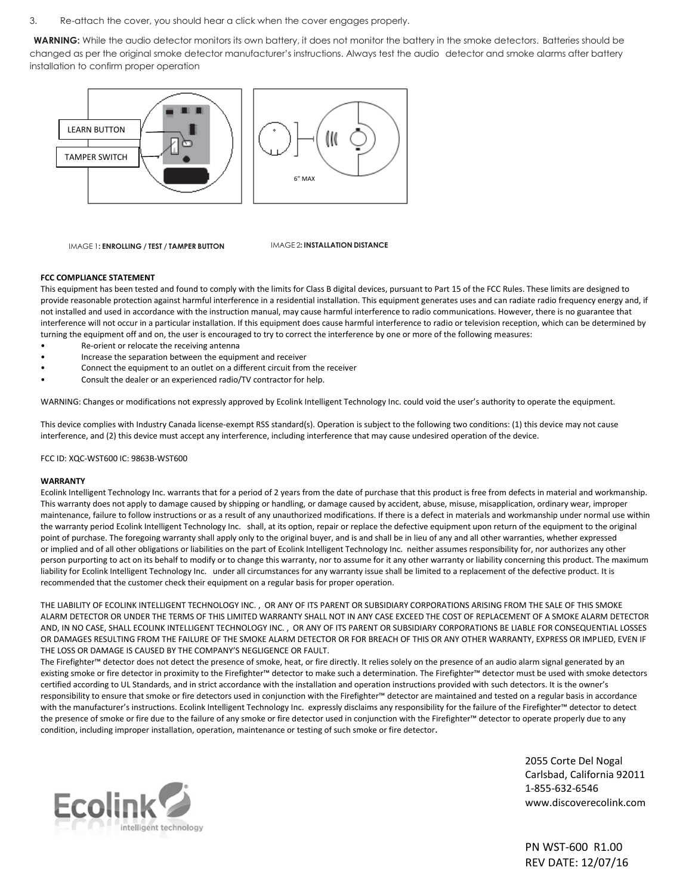3. Re-attach the cover, you should hear a click when the cover engages properly.

**WARNING:** While the audio detector monitors its own battery, it does not monitor the battery in the smoke detectors. Batteries should be changed as per the original smoke detector manufacturer's instructions. Always test the audio detector and smoke alarms after battery installation to confirm proper operation

LEARN BUTTON

TAMPER SWITCH

6" MAX

IMAGE 1: **ENROLLING / TEST / TAMPER BUTTON**

IMAGE 2: **INSTALLATION DISTANCE**

**FCC COMPLIANCE STATEMENT**

This equipment has been tested and found to comply with the limits for Class B digital devices, pursuant to Part 15 of the FCC Rules. These limits are designed to provide reasonable protection against harmful interference in a residential installation. This equipment generates uses and can radiate radio frequency energy and, if not installed and used in accordance with the instruction manual, may cause harmful interference to radio communications. However, there is no guarantee that interference will not occur in a particular installation. If this equipment does cause harmful interference to radio or television reception, which can be determined by turning the equipment off and on, the user is encouraged to try to correct the interference by one or more of the following measures:

- Re-orient or relocate the receiving antenna
- Increase the separation between the equipment and receiver
- Connect the equipment to an outlet on a different circuit from the receiver
- Consult the dealer or an experienced radio/TV contractor for help.

WARNING: Changes or modifications not expressly approved by Ecolink Intelligent Technology Inc. could void the user's authority to operate the equipment.

This device complies with Industry Canada license-exempt RSS standard(s). Operation is subject to the following two conditions: (1) this device may not cause interference, and (2) this device must accept any interference, including interference that may cause undesired operation of the device.

FCC ID: XQC-WST600 IC: 9863B-WST600

**WARRANTY**

Ecolink Intelligent Technology Inc. warrants that for a period of 2 years from the date of purchase that this product is free from defects in material and workmanship. This warranty does not apply to damage caused by shipping or handling, or damage caused by accident, abuse, misuse, misapplication, ordinary wear, improper maintenance, failure to follow instructions or as a result of any unauthorized modifications. If there is a defect in materials and workmanship under normal use within the warranty period Ecolink Intelligent Technology Inc. shall, at its option, repair or replace the defective equipment upon return of the equipment to the original point of purchase. The foregoing warranty shall apply only to the original buyer, and is and shall be in lieu of any and all other warranties, whether expressed or implied and of all other obligations or liabilities on the part of Ecolink Intelligent Technology Inc. neither assumes responsibility for, nor authorizes any other person purporting to act on its behalf to modify or to change this warranty, nor to assume for it any other warranty or liability concerning this product. The maximum liability for Ecolink Intelligent Technology Inc. under all circumstances for any warranty issue shall be limited to a replacement of the defective product. It is recommended that the customer check their equipment on a regular basis for proper operation.

THE LIABILITY OF ECOLINK INTELLIGENT TECHNOLOGY INC. , OR ANY OF ITS PARENT OR SUBSIDIARY CORPORATIONS ARISING FROM THE SALE OF THIS SMOKE ALARM DETECTOR OR UNDER THE TERMS OF THIS LIMITED WARRANTY SHALL NOT IN ANY CASE EXCEED THE COST OF REPLACEMENT OF A SMOKE ALARM DETECTOR AND, IN NO CASE, SHALL ECOLINK INTELLIGENT TECHNOLOGY INC. , OR ANY OF ITS PARENT OR SUBSIDIARY CORPORATIONS BE LIABLE FOR CONSEQUENTIAL LOSSES OR DAMAGES RESULTING FROM THE FAILURE OF THE SMOKE ALARM DETECTOR OR FOR BREACH OF THIS OR ANY OTHER WARRANTY, EXPRESS OR IMPLIED, EVEN IF THE LOSS OR DAMAGE IS CAUSED BY THE COMPANY'S NEGLIGENCE OR FAULT.

The Firefighter™ detector does not detect the presence of smoke, heat, or fire directly. It relies solely on the presence of an audio alarm signal generated by an existing smoke or fire detector in proximity to the Firefighter™ detector to make such a determination. The Firefighter™ detector must be used with smoke detectors certified according to UL Standards, and in strict accordance with the installation and operation instructions provided with such detectors. It is the owner's responsibility to ensure that smoke or fire detectors used in conjunction with the Firefighter™ detector are maintained and tested on a regular basis in accordance with the manufacturer's instructions. Ecolink Intelligent Technology Inc. expressly disclaims any responsibility for the failure of the Firefighter™ detector to detect the presence of smoke or fire due to the failure of any smoke or fire detector used in conjunction with the Firefighter™ detector to operate properly due to any condition, including improper installation, operation, maintenance or testing of such smoke or fire detector.

Ecolink intelligent technology

2055 Corte Del Nogal
Carlsbad, California 92011
1-855-632-6546
www.discoverecolink.com

PN WST-600 R1.00
REV DATE: 12/07/16